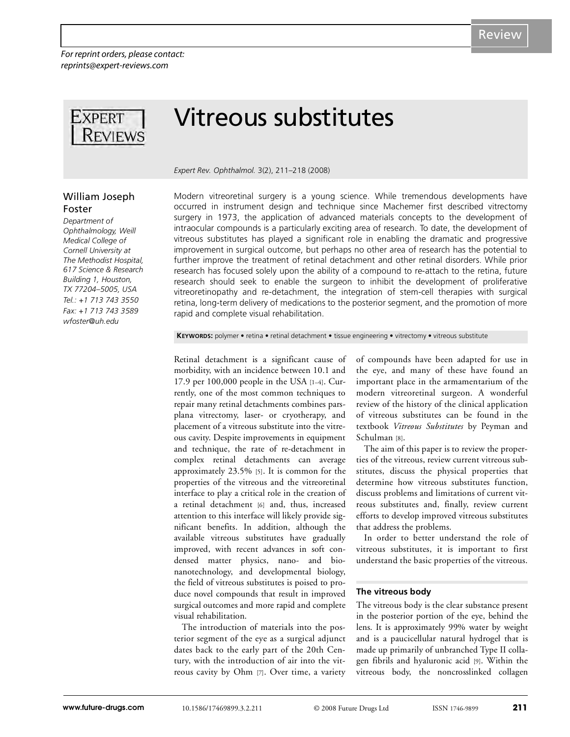For reprint orders, please contact:
reprints@expert-reviews.com

# Vitreous substitutes

*Expert Rev. Ophthalmol.* 3(2), 211–218 (2008)

**William Joseph Foster**

*Department of Ophthalmology, Weill Medical College of Cornell University at The Methodist Hospital, 617 Science & Research Building 1, Houston, TX 77204–5005, USA*
*Tel.: +1 713 743 3550*
*Fax: +1 713 743 3589*
*wfoster@uh.edu*

Modern vitreoretinal surgery is a young science. While tremendous developments have occurred in instrument design and technique since Machemer first described vitrectomy surgery in 1973, the application of advanced materials concepts to the development of intraocular compounds is a particularly exciting area of research. To date, the development of vitreous substitutes has played a significant role in enabling the dramatic and progressive improvement in surgical outcome, but perhaps no other area of research has the potential to further improve the treatment of retinal detachment and other retinal disorders. While prior research has focused solely upon the ability of a compound to re-attach to the retina, future research should seek to enable the surgeon to inhibit the development of proliferative vitreoretinopathy and re-detachment, the integration of stem-cell therapies with surgical retina, long-term delivery of medications to the posterior segment, and the promotion of more rapid and complete visual rehabilitation.

**Keywords:** polymer • retina • retinal detachment • tissue engineering • vitrectomy • vitreous substitute

Retinal detachment is a significant cause of morbidity, with an incidence between 10.1 and 17.9 per 100,000 people in the USA [1–4]. Currently, one of the most common techniques to repair many retinal detachments combines pars-plana vitrectomy, laser- or cryotherapy, and placement of a vitreous substitute into the vitreous cavity. Despite improvements in equipment and technique, the rate of re-detachment in complex retinal detachments can average approximately 23.5% [5]. It is common for the properties of the vitreous and the vitreoretinal interface to play a critical role in the creation of a retinal detachment [6] and, thus, increased attention to this interface will likely provide significant benefits. In addition, although the available vitreous substitutes have gradually improved, with recent advances in soft condensed matter physics, nano- and bio-nanotechnology, and developmental biology, the field of vitreous substitutes is poised to produce novel compounds that result in improved surgical outcomes and more rapid and complete visual rehabilitation.

The introduction of materials into the posterior segment of the eye as a surgical adjunct dates back to the early part of the 20th Century, with the introduction of air into the vitreous cavity by Ohm [7]. Over time, a variety of compounds have been adapted for use in the eye, and many of these have found an important place in the armamentarium of the modern vitreoretinal surgeon. A wonderful review of the history of the clinical application of vitreous substitutes can be found in the textbook *Vitreous Substitutes* by Peyman and Schulman [8].

The aim of this paper is to review the properties of the vitreous, review current vitreous substitutes, discuss the physical properties that determine how vitreous substitutes function, discuss problems and limitations of current vitreous substitutes and, finally, review current efforts to develop improved vitreous substitutes that address the problems.

In order to better understand the role of vitreous substitutes, it is important to first understand the basic properties of the vitreous.

## The vitreous body

The vitreous body is the clear substance present in the posterior portion of the eye, behind the lens. It is approximately 99% water by weight and is a paucicellular natural hydrogel that is made up primarily of unbranched Type II collagen fibrils and hyaluronic acid [9]. Within the vitreous body, the noncrosslinked collagen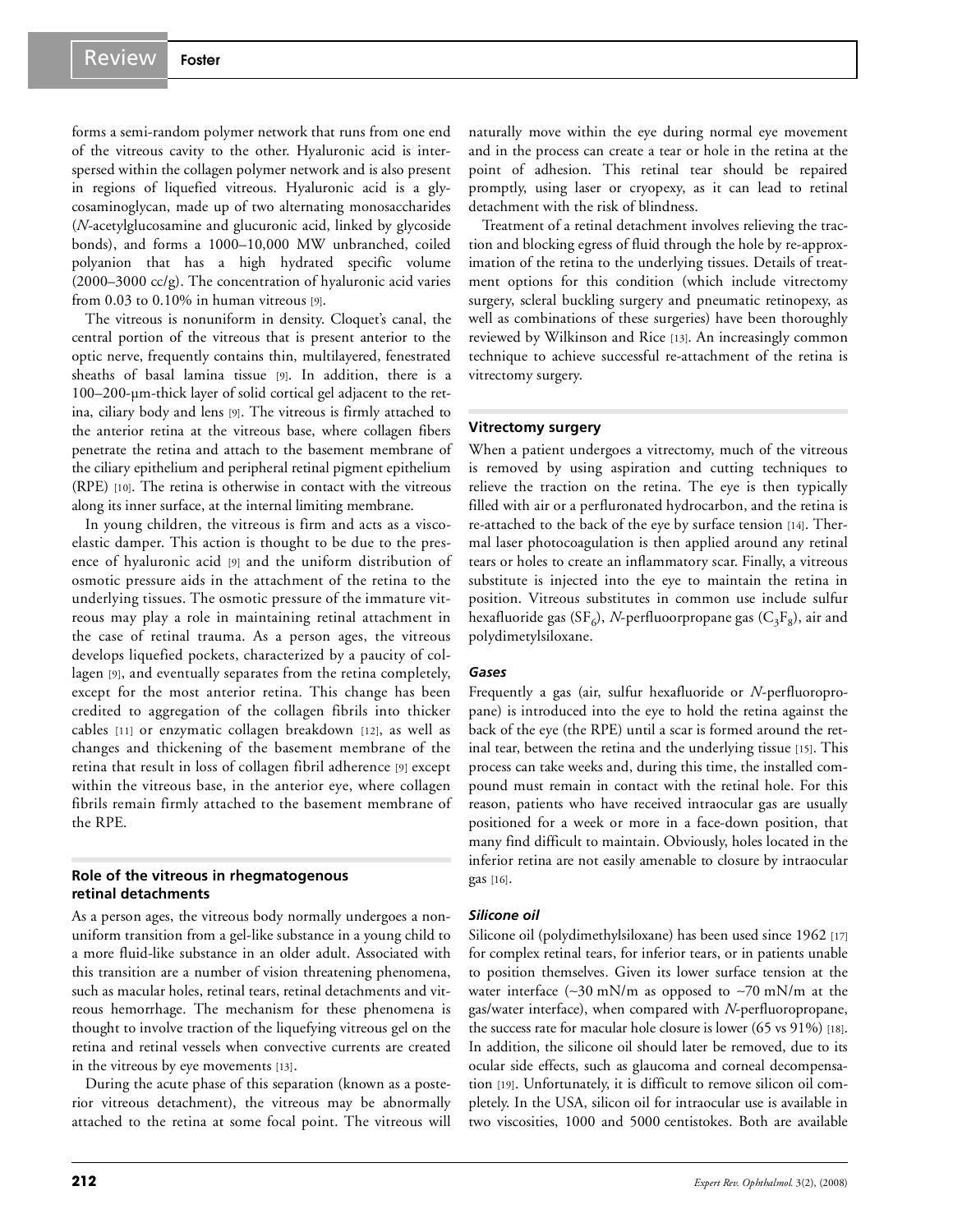forms a semi-random polymer network that runs from one end of the vitreous cavity to the other. Hyaluronic acid is interspersed within the collagen polymer network and is also present in regions of liquefied vitreous. Hyaluronic acid is a glycosaminoglycan, made up of two alternating monosaccharides (*N*-acetylglucosamine and glucuronic acid, linked by glycoside bonds), and forms a 1000–10,000 MW unbranched, coiled polyanion that has a high hydrated specific volume (2000–3000 cc/g). The concentration of hyaluronic acid varies from 0.03 to 0.10% in human vitreous [9].

The vitreous is nonuniform in density. Cloquet's canal, the central portion of the vitreous that is present anterior to the optic nerve, frequently contains thin, multilayered, fenestrated sheaths of basal lamina tissue [9]. In addition, there is a 100–200-µm-thick layer of solid cortical gel adjacent to the retina, ciliary body and lens [9]. The vitreous is firmly attached to the anterior retina at the vitreous base, where collagen fibers penetrate the retina and attach to the basement membrane of the ciliary epithelium and peripheral retinal pigment epithelium (RPE) [10]. The retina is otherwise in contact with the vitreous along its inner surface, at the internal limiting membrane.

In young children, the vitreous is firm and acts as a viscoelastic damper. This action is thought to be due to the presence of hyaluronic acid [9] and the uniform distribution of osmotic pressure aids in the attachment of the retina to the underlying tissues. The osmotic pressure of the immature vitreous may play a role in maintaining retinal attachment in the case of retinal trauma. As a person ages, the vitreous develops liquefied pockets, characterized by a paucity of collagen [9], and eventually separates from the retina completely, except for the most anterior retina. This change has been credited to aggregation of the collagen fibrils into thicker cables [11] or enzymatic collagen breakdown [12], as well as changes and thickening of the basement membrane of the retina that result in loss of collagen fibril adherence [9] except within the vitreous base, in the anterior eye, where collagen fibrils remain firmly attached to the basement membrane of the RPE.

## Role of the vitreous in rhegmatogenous retinal detachments

As a person ages, the vitreous body normally undergoes a nonuniform transition from a gel-like substance in a young child to a more fluid-like substance in an older adult. Associated with this transition are a number of vision threatening phenomena, such as macular holes, retinal tears, retinal detachments and vitreous hemorrhage. The mechanism for these phenomena is thought to involve traction of the liquefying vitreous gel on the retina and retinal vessels when convective currents are created in the vitreous by eye movements [13].

During the acute phase of this separation (known as a posterior vitreous detachment), the vitreous may be abnormally attached to the retina at some focal point. The vitreous will naturally move within the eye during normal eye movement and in the process can create a tear or hole in the retina at the point of adhesion. This retinal tear should be repaired promptly, using laser or cryopexy, as it can lead to retinal detachment with the risk of blindness.

Treatment of a retinal detachment involves relieving the traction and blocking egress of fluid through the hole by re-approximation of the retina to the underlying tissues. Details of treatment options for this condition (which include vitrectomy surgery, scleral buckling surgery and pneumatic retinopexy, as well as combinations of these surgeries) have been thoroughly reviewed by Wilkinson and Rice [13]. An increasingly common technique to achieve successful re-attachment of the retina is vitrectomy surgery.

## Vitrectomy surgery

When a patient undergoes a vitrectomy, much of the vitreous is removed by using aspiration and cutting techniques to relieve the traction on the retina. The eye is then typically filled with air or a perfluronated hydrocarbon, and the retina is re-attached to the back of the eye by surface tension [14]. Thermal laser photocoagulation is then applied around any retinal tears or holes to create an inflammatory scar. Finally, a vitreous substitute is injected into the eye to maintain the retina in position. Vitreous substitutes in common use include sulfur hexafluoride gas ($SF_6$), *N*-perfluoorpropane gas ($C_3F_8$), air and polydimetylsiloxane.

### *Gases*

Frequently a gas (air, sulfur hexafluoride or *N*-perfluoropropane) is introduced into the eye to hold the retina against the back of the eye (the RPE) until a scar is formed around the retinal tear, between the retina and the underlying tissue [15]. This process can take weeks and, during this time, the installed compound must remain in contact with the retinal hole. For this reason, patients who have received intraocular gas are usually positioned for a week or more in a face-down position, that many find difficult to maintain. Obviously, holes located in the inferior retina are not easily amenable to closure by intraocular gas [16].

### *Silicone oil*

Silicone oil (polydimethylsiloxane) has been used since 1962 [17] for complex retinal tears, for inferior tears, or in patients unable to position themselves. Given its lower surface tension at the water interface (~30 mN/m as opposed to ~70 mN/m at the gas/water interface), when compared with *N*-perfluoropropane, the success rate for macular hole closure is lower (65 vs 91%) [18]. In addition, the silicone oil should later be removed, due to its ocular side effects, such as glaucoma and corneal decompensation [19]. Unfortunately, it is difficult to remove silicon oil completely. In the USA, silicon oil for intraocular use is available in two viscosities, 1000 and 5000 centistokes. Both are available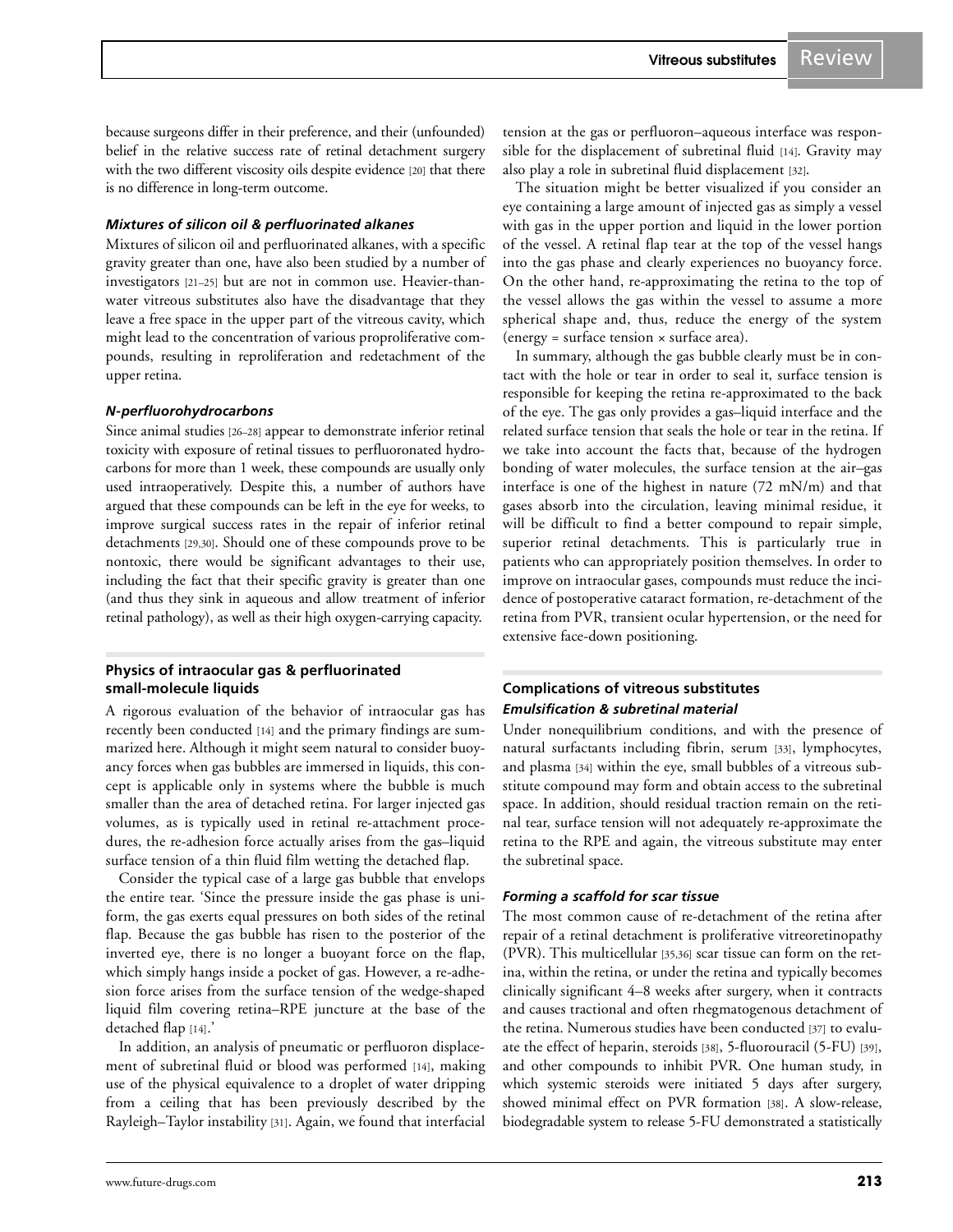because surgeons differ in their preference, and their (unfounded) belief in the relative success rate of retinal detachment surgery with the two different viscosity oils despite evidence [20] that there is no difference in long-term outcome.

#### *Mixtures of silicon oil & perfluorinated alkanes*

Mixtures of silicon oil and perfluorinated alkanes, with a specific gravity greater than one, have also been studied by a number of investigators [21–25] but are not in common use. Heavier-than-water vitreous substitutes also have the disadvantage that they leave a free space in the upper part of the vitreous cavity, which might lead to the concentration of various proproliferative compounds, resulting in reproliferation and redetachment of the upper retina.

#### *N-perfluorohydrocarbons*

Since animal studies [26–28] appear to demonstrate inferior retinal toxicity with exposure of retinal tissues to perfluoronated hydrocarbons for more than 1 week, these compounds are usually only used intraoperatively. Despite this, a number of authors have argued that these compounds can be left in the eye for weeks, to improve surgical success rates in the repair of inferior retinal detachments [29,30]. Should one of these compounds prove to be nontoxic, there would be significant advantages to their use, including the fact that their specific gravity is greater than one (and thus they sink in aqueous and allow treatment of inferior retinal pathology), as well as their high oxygen-carrying capacity.

### Physics of intraocular gas & perfluorinated small-molecule liquids

A rigorous evaluation of the behavior of intraocular gas has recently been conducted [14] and the primary findings are summarized here. Although it might seem natural to consider buoyancy forces when gas bubbles are immersed in liquids, this concept is applicable only in systems where the bubble is much smaller than the area of detached retina. For larger injected gas volumes, as is typically used in retinal re-attachment procedures, the re-adhesion force actually arises from the gas–liquid surface tension of a thin fluid film wetting the detached flap.

Consider the typical case of a large gas bubble that envelops the entire tear. 'Since the pressure inside the gas phase is uniform, the gas exerts equal pressures on both sides of the retinal flap. Because the gas bubble has risen to the posterior of the inverted eye, there is no longer a buoyant force on the flap, which simply hangs inside a pocket of gas. However, a re-adhesion force arises from the surface tension of the wedge-shaped liquid film covering retina–RPE juncture at the base of the detached flap [14].'

In addition, an analysis of pneumatic or perfluoron displacement of subretinal fluid or blood was performed [14], making use of the physical equivalence to a droplet of water dripping from a ceiling that has been previously described by the Rayleigh–Taylor instability [31]. Again, we found that interfacial tension at the gas or perfluoron–aqueous interface was responsible for the displacement of subretinal fluid [14]. Gravity may also play a role in subretinal fluid displacement [32].

The situation might be better visualized if you consider an eye containing a large amount of injected gas as simply a vessel with gas in the upper portion and liquid in the lower portion of the vessel. A retinal flap tear at the top of the vessel hangs into the gas phase and clearly experiences no buoyancy force. On the other hand, re-approximating the retina to the top of the vessel allows the gas within the vessel to assume a more spherical shape and, thus, reduce the energy of the system (energy = surface tension × surface area).

In summary, although the gas bubble clearly must be in contact with the hole or tear in order to seal it, surface tension is responsible for keeping the retina re-approximated to the back of the eye. The gas only provides a gas–liquid interface and the related surface tension that seals the hole or tear in the retina. If we take into account the facts that, because of the hydrogen bonding of water molecules, the surface tension at the air–gas interface is one of the highest in nature (72 mN/m) and that gases absorb into the circulation, leaving minimal residue, it will be difficult to find a better compound to repair simple, superior retinal detachments. This is particularly true in patients who can appropriately position themselves. In order to improve on intraocular gases, compounds must reduce the incidence of postoperative cataract formation, re-detachment of the retina from PVR, transient ocular hypertension, or the need for extensive face-down positioning.

### Complications of vitreous substitutes

#### *Emulsification & subretinal material*

Under nonequilibrium conditions, and with the presence of natural surfactants including fibrin, serum [33], lymphocytes, and plasma [34] within the eye, small bubbles of a vitreous substitute compound may form and obtain access to the subretinal space. In addition, should residual traction remain on the retinal tear, surface tension will not adequately re-approximate the retina to the RPE and again, the vitreous substitute may enter the subretinal space.

#### *Forming a scaffold for scar tissue*

The most common cause of re-detachment of the retina after repair of a retinal detachment is proliferative vitreoretinopathy (PVR). This multicellular [35,36] scar tissue can form on the retina, within the retina, or under the retina and typically becomes clinically significant 4–8 weeks after surgery, when it contracts and causes tractional and often rhegmatogenous detachment of the retina. Numerous studies have been conducted [37] to evaluate the effect of heparin, steroids [38], 5-fluorouracil (5-FU) [39], and other compounds to inhibit PVR. One human study, in which systemic steroids were initiated 5 days after surgery, showed minimal effect on PVR formation [38]. A slow-release, biodegradable system to release 5-FU demonstrated a statistically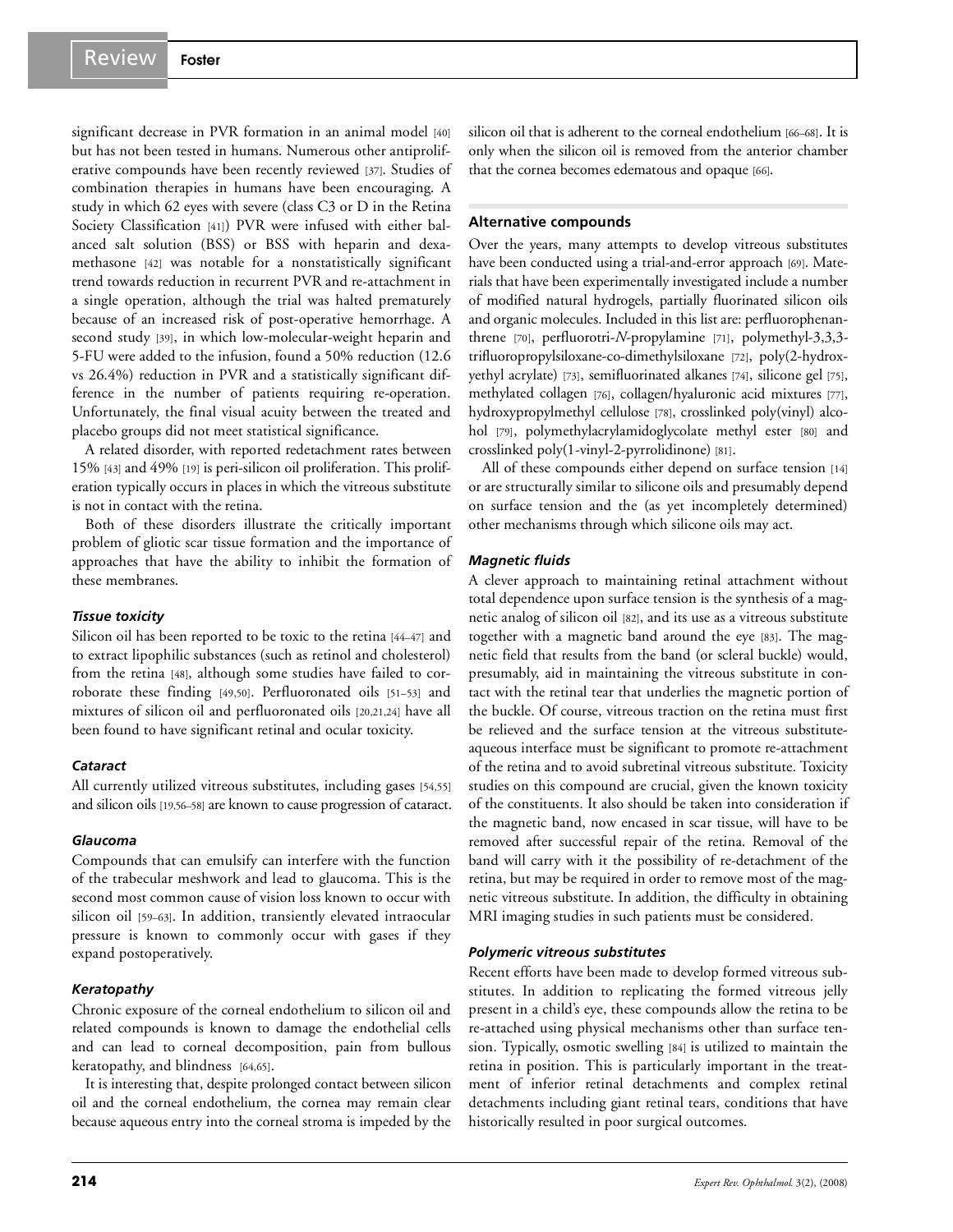significant decrease in PVR formation in an animal model [40] but has not been tested in humans. Numerous other antiproliferative compounds have been recently reviewed [37]. Studies of combination therapies in humans have been encouraging. A study in which 62 eyes with severe (class C3 or D in the Retina Society Classification [41]) PVR were infused with either balanced salt solution (BSS) or BSS with heparin and dexamethasone [42] was notable for a nonstatistically significant trend towards reduction in recurrent PVR and re-attachment in a single operation, although the trial was halted prematurely because of an increased risk of post-operative hemorrhage. A second study [39], in which low-molecular-weight heparin and 5-FU were added to the infusion, found a 50% reduction (12.6 vs 26.4%) reduction in PVR and a statistically significant difference in the number of patients requiring re-operation. Unfortunately, the final visual acuity between the treated and placebo groups did not meet statistical significance.

A related disorder, with reported redetachment rates between 15% [43] and 49% [19] is peri-silicon oil proliferation. This proliferation typically occurs in places in which the vitreous substitute is not in contact with the retina.

Both of these disorders illustrate the critically important problem of gliotic scar tissue formation and the importance of approaches that have the ability to inhibit the formation of these membranes.

### *Tissue toxicity*

Silicon oil has been reported to be toxic to the retina [44–47] and to extract lipophilic substances (such as retinol and cholesterol) from the retina [48], although some studies have failed to corroborate these finding [49,50]. Perfluoronated oils [51–53] and mixtures of silicon oil and perfluoronated oils [20,21,24] have all been found to have significant retinal and ocular toxicity.

### *Cataract*

All currently utilized vitreous substitutes, including gases [54,55] and silicon oils [19,56–58] are known to cause progression of cataract.

### *Glaucoma*

Compounds that can emulsify can interfere with the function of the trabecular meshwork and lead to glaucoma. This is the second most common cause of vision loss known to occur with silicon oil [59–63]. In addition, transiently elevated intraocular pressure is known to commonly occur with gases if they expand postoperatively.

### *Keratopathy*

Chronic exposure of the corneal endothelium to silicon oil and related compounds is known to damage the endothelial cells and can lead to corneal decomposition, pain from bullous keratopathy, and blindness [64,65].

It is interesting that, despite prolonged contact between silicon oil and the corneal endothelium, the cornea may remain clear because aqueous entry into the corneal stroma is impeded by the silicon oil that is adherent to the corneal endothelium [66–68]. It is only when the silicon oil is removed from the anterior chamber that the cornea becomes edematous and opaque [66].

## Alternative compounds

Over the years, many attempts to develop vitreous substitutes have been conducted using a trial-and-error approach [69]. Materials that have been experimentally investigated include a number of modified natural hydrogels, partially fluorinated silicon oils and organic molecules. Included in this list are: perfluorophenanthrene [70], perfluorotri-*N*-propylamine [71], polymethyl-3,3,3-trifluoropropylsiloxane-co-dimethylsiloxane [72], poly(2-hydroxyethyl acrylate) [73], semifluorinated alkanes [74], silicone gel [75], methylated collagen [76], collagen/hyaluronic acid mixtures [77], hydroxypropylmethyl cellulose [78], crosslinked poly(vinyl) alcohol [79], polymethylacrylamidoglycolate methyl ester [80] and crosslinked poly(1-vinyl-2-pyrrolidinone) [81].

All of these compounds either depend on surface tension [14] or are structurally similar to silicone oils and presumably depend on surface tension and the (as yet incompletely determined) other mechanisms through which silicone oils may act.

### *Magnetic fluids*

A clever approach to maintaining retinal attachment without total dependence upon surface tension is the synthesis of a magnetic analog of silicon oil [82], and its use as a vitreous substitute together with a magnetic band around the eye [83]. The magnetic field that results from the band (or scleral buckle) would, presumably, aid in maintaining the vitreous substitute in contact with the retinal tear that underlies the magnetic portion of the buckle. Of course, vitreous traction on the retina must first be relieved and the surface tension at the vitreous substitute-aqueous interface must be significant to promote re-attachment of the retina and to avoid subretinal vitreous substitute. Toxicity studies on this compound are crucial, given the known toxicity of the constituents. It also should be taken into consideration if the magnetic band, now encased in scar tissue, will have to be removed after successful repair of the retina. Removal of the band will carry with it the possibility of re-detachment of the retina, but may be required in order to remove most of the magnetic vitreous substitute. In addition, the difficulty in obtaining MRI imaging studies in such patients must be considered.

### *Polymeric vitreous substitutes*

Recent efforts have been made to develop formed vitreous substitutes. In addition to replicating the formed vitreous jelly present in a child's eye, these compounds allow the retina to be re-attached using physical mechanisms other than surface tension. Typically, osmotic swelling [84] is utilized to maintain the retina in position. This is particularly important in the treatment of inferior retinal detachments and complex retinal detachments including giant retinal tears, conditions that have historically resulted in poor surgical outcomes.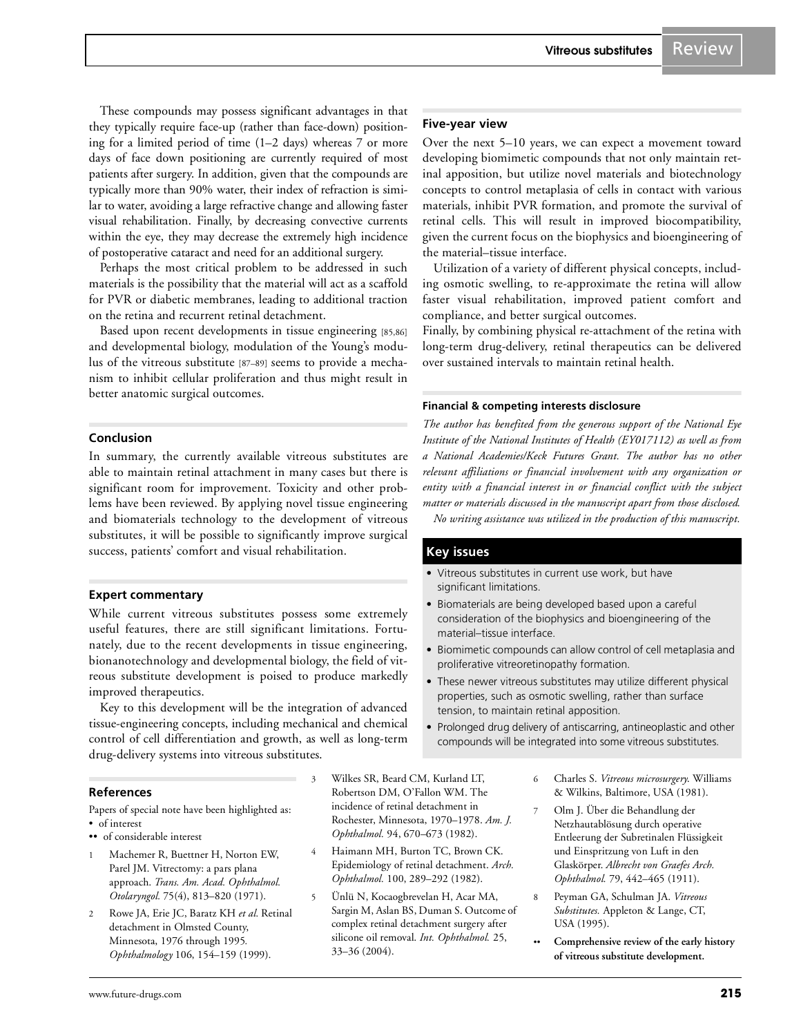These compounds may possess significant advantages in that they typically require face-up (rather than face-down) positioning for a limited period of time (1–2 days) whereas 7 or more days of face down positioning are currently required of most patients after surgery. In addition, given that the compounds are typically more than 90% water, their index of refraction is similar to water, avoiding a large refractive change and allowing faster visual rehabilitation. Finally, by decreasing convective currents within the eye, they may decrease the extremely high incidence of postoperative cataract and need for an additional surgery.

Perhaps the most critical problem to be addressed in such materials is the possibility that the material will act as a scaffold for PVR or diabetic membranes, leading to additional traction on the retina and recurrent retinal detachment.

Based upon recent developments in tissue engineering [85,86] and developmental biology, modulation of the Young's modulus of the vitreous substitute [87–89] seems to provide a mechanism to inhibit cellular proliferation and thus might result in better anatomic surgical outcomes.

## Conclusion

In summary, the currently available vitreous substitutes are able to maintain retinal attachment in many cases but there is significant room for improvement. Toxicity and other problems have been reviewed. By applying novel tissue engineering and biomaterials technology to the development of vitreous substitutes, it will be possible to significantly improve surgical success, patients' comfort and visual rehabilitation.

## Expert commentary

While current vitreous substitutes possess some extremely useful features, there are still significant limitations. Fortunately, due to the recent developments in tissue engineering, bionanotechnology and developmental biology, the field of vitreous substitute development is poised to produce markedly improved therapeutics.

Key to this development will be the integration of advanced tissue-engineering concepts, including mechanical and chemical control of cell differentiation and growth, as well as long-term drug-delivery systems into vitreous substitutes.

## Five-year view

Over the next 5–10 years, we can expect a movement toward developing biomimetic compounds that not only maintain retinal apposition, but utilize novel materials and biotechnology concepts to control metaplasia of cells in contact with various materials, inhibit PVR formation, and promote the survival of retinal cells. This will result in improved biocompatibility, given the current focus on the biophysics and bioengineering of the material–tissue interface.

Utilization of a variety of different physical concepts, including osmotic swelling, to re-approximate the retina will allow faster visual rehabilitation, improved patient comfort and compliance, and better surgical outcomes.

Finally, by combining physical re-attachment of the retina with long-term drug-delivery, retinal therapeutics can be delivered over sustained intervals to maintain retinal health.

## Financial & competing interests disclosure

*The author has benefited from the generous support of the National Eye Institute of the National Institutes of Health (EY017112) as well as from a National Academies/Keck Futures Grant. The author has no other relevant affiliations or financial involvement with any organization or entity with a financial interest in or financial conflict with the subject matter or materials discussed in the manuscript apart from those disclosed.*

*No writing assistance was utilized in the production of this manuscript.*

## Key issues

- Vitreous substitutes in current use work, but have significant limitations.
- Biomaterials are being developed based upon a careful consideration of the biophysics and bioengineering of the material–tissue interface.
- Biomimetic compounds can allow control of cell metaplasia and proliferative vitreoretinopathy formation.
- These newer vitreous substitutes may utilize different physical properties, such as osmotic swelling, rather than surface tension, to maintain retinal apposition.
- Prolonged drug delivery of antiscarring, antineoplastic and other compounds will be integrated into some vitreous substitutes.

## References

Papers of special note have been highlighted as:
- • of interest
- •• of considerable interest

1. Machemer R, Buettner H, Norton EW, Parel JM. Vitrectomy: a pars plana approach. *Trans. Am. Acad. Ophthalmol. Otolaryngol.* 75(4), 813–820 (1971).
2. Rowe JA, Erie JC, Baratz KH *et al.* Retinal detachment in Olmsted County, Minnesota, 1976 through 1995. *Ophthalmology* 106, 154–159 (1999).
3. Wilkes SR, Beard CM, Kurland LT, Robertson DM, O'Fallon WM. The incidence of retinal detachment in Rochester, Minnesota, 1970–1978. *Am. J. Ophthalmol.* 94, 670–673 (1982).
4. Haimann MH, Burton TC, Brown CK. Epidemiology of retinal detachment. *Arch. Ophthalmol.* 100, 289–292 (1982).
5. Ünlü N, Kocaogbrevelan H, Acar MA, Sargin M, Aslan BS, Duman S. Outcome of complex retinal detachment surgery after silicone oil removal. *Int. Ophthalmol.* 25, 33–36 (2004).
6. Charles S. *Vitreous microsurgery.* Williams & Wilkins, Baltimore, USA (1981).
7. Olm J. Über die Behandlung der Netzhautablösung durch operative Entleerung der Subretinalen Flüssigkeit und Einspritzung von Luft in den Glaskörper. *Albrecht von Graefes Arch. Ophthalmol.* 79, 442–465 (1911).
8. Peyman GA, Schulman JA. *Vitreous Substitutes.* Appleton & Lange, CT, USA (1995).
   - •• **Comprehensive review of the early history of vitreous substitute development.**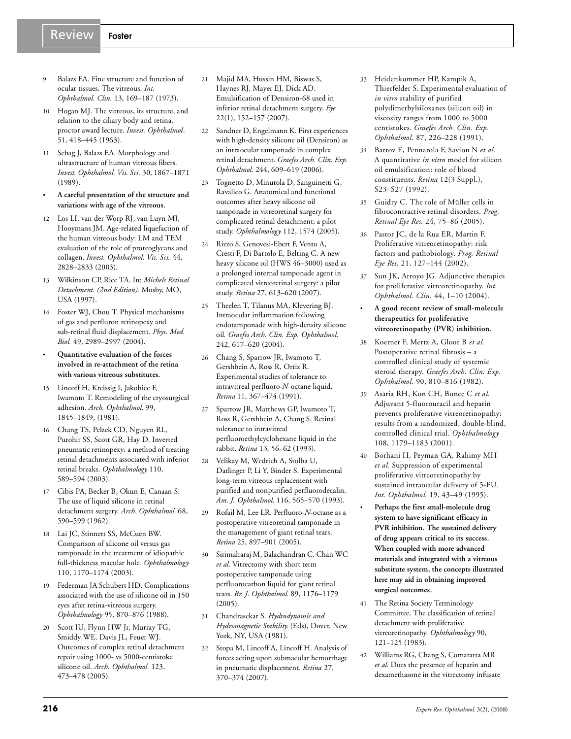9. Balazs EA. Fine structure and function of ocular tissues. The vitreous. *Int. Ophthalmol. Clin.* 13, 169–187 (1973).
10. Hogan MJ. The vitreous, its structure, and relation to the ciliary body and retina. proctor award lecture. *Invest. Ophthalmol*. 51, 418–445 (1963).
11. Sebag J, Balazs EA. Morphology and ultrastructure of human vitreous fibers. *Invest. Ophthalmol. Vis. Sci.* 30, 1867–1871 (1989).

- **A careful presentation of the structure and variations with age of the vitreous.**

12. Los LI, van der Worp RJ, van Luyn MJ, Hooymans JM. Age-related liquefaction of the human vitreous body: LM and TEM evaluation of the role of proteoglycans and collagen. *Invest. Ophthalmol. Vis. Sci.* 44, 2828–2833 (2003).
13. Wilkinson CP, Rice TA. In: *Michels Retinal Detachment. (2nd Edition).* Mosby, MO, USA (1997).
14. Foster WJ, Chou T. Physical mechanisms of gas and perfluron retinopexy and sub-retinal fluid displacement. *Phys. Med. Biol.* 49, 2989–2997 (2004).

- **Quantitative evaluation of the forces involved in re-attachment of the retina with various vitreous substitutes.**

15. Lincoff H, Kreissig I, Jakobiec F, Iwamoto T. Remodeling of the cryosurgical adhesion. *Arch. Ophthalmol.* 99, 1845–1849, (1981).
16. Chang TS, Pelzek CD, Nguyen RL, Purohit SS, Scott GR, Hay D. Inverted pneumatic retinopexy: a method of treating retinal detachments associated with inferior retinal breaks. *Ophthalmology* 110, 589–594 (2003).
17. Cibis PA, Becker B, Okun E, Canaan S. The use of liquid silicone in retinal detachment surgery. *Arch. Ophthalmol.* 68, 590–599 (1962).
18. Lai JC, Stinnett SS, McCuen BW. Comparison of silicone oil versus gas tamponade in the treatment of idiopathic full-thickness macular hole. *Ophthalmology* 110, 1170–1174 (2003).
19. Federman JA Schubert HD. Complications associated with the use of silicone oil in 150 eyes after retina-vitreous surgery. *Ophthalmology* 95, 870–876 (1988).
20. Scott IU, Flynn HW Jr, Murray TG, Smiddy WE, Davis JL, Feuer WJ. Outcomes of complex retinal detachment repair using 1000- vs 5000-centistoke silicone oil. *Arch. Ophthalmol.* 123, 473–478 (2005).
21. Majid MA, Hussin HM, Biswas S, Haynes RJ, Mayer EJ, Dick AD. Emulsification of Densiron-68 used in inferior retinal detachment surgery. *Eye* 22(1), 152–157 (2007).
22. Sandner D, Engelmann K. First experiences with high-density silicone oil (Densiron) as an intraocular tamponade in complex retinal detachment. *Graefes Arch. Clin. Exp. Ophthalmol.* 244, 609–619 (2006).
23. Tognetto D, Minutola D, Sanguinetti G, Ravalico G. Anatomical and functional outcomes after heavy silicone oil tamponade in vitreoretinal surgery for complicated retinal detachment: a pilot study. *Ophthalmology* 112, 1574 (2005).
24. Rizzo S, Genovesi-Ebert F, Vento A, Cresti F, Di Bartolo E, Belting C. A new heavy silicone oil (HWS 46–3000) used as a prolonged internal tamponade agent in complicated vitreoretinal surgery: a pilot study. *Retina* 27, 613–620 (2007).
25. Theelen T, Tilanus MA, Klevering BJ. Intraocular inflammation following endotamponade with high-density silicone oil. *Graefes Arch. Clin. Exp. Ophthalmol.* 242, 617–620 (2004).
26. Chang S, Sparrow JR, Iwamoto T, Gershbein A, Ross R, Ortiz R. Experimental studies of tolerance to intravitreal perfluoro-*N*-octane liquid. *Retina* 11, 367–474 (1991).
27. Sparrow JR, Matthews GP, Iwamoto T, Ross R, Gershbein A, Chang S. Retinal tolerance to intravitreal perfluoroethylcyclohexane liquid in the rabbit. *Retina* 13, 56–62 (1993).
28. Velikay M, Wedrich A, Stolba U, Datlinger P, Li Y, Binder S. Experimental long-term vitreous replacement with purified and nonpurified perfluorodecalin. *Am. J. Ophthalmol.* 116, 565–570 (1993).
29. Rofail M, Lee LR. Perfluoro-*N*-octane as a postoperative vitreoretinal tamponade in the management of giant retinal tears. *Retina* 25, 897–901 (2005).
30. Sirimaharaj M, Balachandran C, Chan WC *et al.* Vitrectomy with short term postoperative tamponade using perfluorocarbon liquid for giant retinal tears. *Br. J. Ophthalmol.* 89, 1176–1179 (2005).
31. Chandrasekar S. *Hydrodynamic and Hydromagnetic Stability.* (Eds), Dover, New York, NY, USA (1981).
32. Stopa M, Lincoff A, Lincoff H. Analysis of forces acting upon submacular hemorrhage in pneumatic displacement. *Retina* 27, 370–374 (2007).
33. Heidenkummer HP, Kampik A, Thierfelder S. Experimental evaluation of *in vitro* stability of purified polydimethylsiloxanes (silicon oil) in viscosity ranges from 1000 to 5000 centistokes. *Graefes Arch. Clin. Exp. Ophthalmol.* 87, 226–228 (1991).
34. Bartov E, Pennarola F, Savion N *et al.* A quantitative *in vitro* model for silicon oil emulsification: role of blood constituents. *Retina* 12(3 Suppl.), S23–S27 (1992).
35. Guidry C. The role of Müller cells in fibrocontractive retinal disorders. *Prog. Retinal Eye Res.* 24, 75–86 (2005).
36. Pastor JC, de la Rua ER, Martin F. Proliferative vitreoretinopathy: risk factors and pathobiology. *Prog. Retinal Eye Res.* 21, 127–144 (2002).
37. Sun JK, Arroyo JG. Adjunctive therapies for proliferative vitreoretinopathy. *Int. Ophthalmol. Clin.* 44, 1–10 (2004).

- **A good recent review of small-molecule therapeutics for proliferative vitreoretinopathy (PVR) inhibition.**

38. Koerner F, Mertz A, Gloor B *et al.* Postoperative retinal fibrosis – a controlled clinical study of systemic steroid therapy. *Graefes Arch. Clin. Exp. Ophthalmol.* 90, 810–816 (1982).
39. Asaria RH, Kon CH, Bunce C *et al.* Adjuvant 5-fluorouracil and heparin prevents proliferative vitreoretinopathy: results from a randomized, double-blind, controlled clinical trial. *Ophthalmology* 108, 1179–1183 (2001).
40. Borhani H, Peyman GA, Rahimy MH *et al.* Suppression of experimental proliferative vitreoretinopathy by sustained intraocular delivery of 5-FU. *Int. Ophthalmol.* 19, 43–49 (1995).

- **Perhaps the first small-molecule drug system to have significant efficacy in PVR inhibition. The sustained delivery of drug appears critical to its success. When coupled with more advanced materials and integrated with a vitreous substitute system, the concepts illustrated here may aid in obtaining improved surgical outcomes.**

41. The Retina Society Terminology Committee. The classification of retinal detachment with proliferative vitreoretinopathy. *Ophthalmology* 90, 121–125 (1983).
42. Williams RG, Chang S, Comaratta MR *et al.* Does the presence of heparin and dexamethasone in the vitrectomy infusate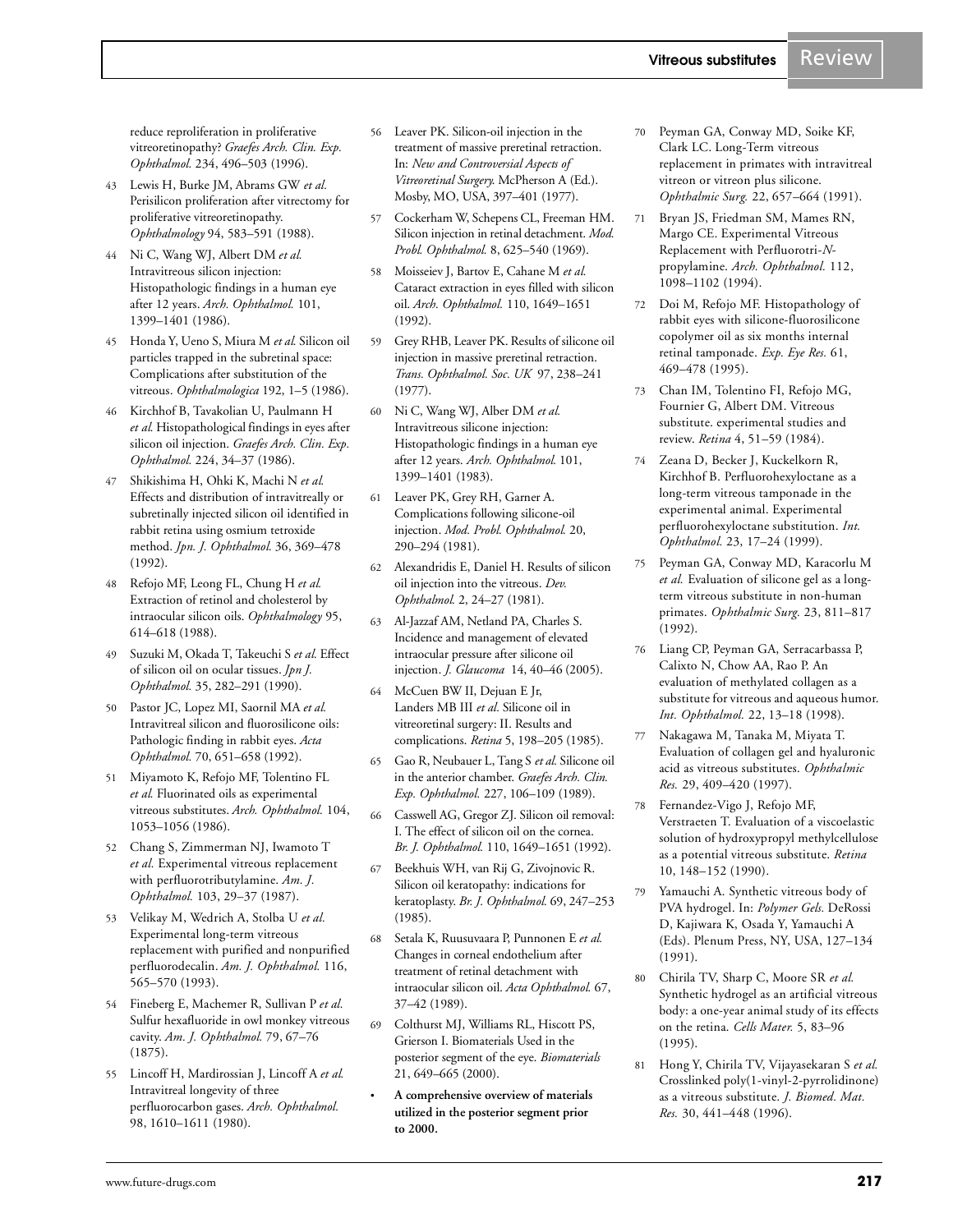reduce reproliferation in proliferative vitreoretinopathy? *Graefes Arch. Clin. Exp. Ophthalmol.* 234, 496–503 (1996).

43 Lewis H, Burke JM, Abrams GW *et al.* Perisilicon proliferation after vitrectomy for proliferative vitreoretinopathy. *Ophthalmology* 94, 583–591 (1988).

44 Ni C, Wang WJ, Albert DM *et al.* Intravitreous silicon injection: Histopathologic findings in a human eye after 12 years. *Arch. Ophthalmol.* 101, 1399–1401 (1986).

45 Honda Y, Ueno S, Miura M *et al.* Silicon oil particles trapped in the subretinal space: Complications after substitution of the vitreous. *Ophthalmologica* 192, 1–5 (1986).

46 Kirchhof B, Tavakolian U, Paulmann H *et al.* Histopathological findings in eyes after silicon oil injection. *Graefes Arch. Clin. Exp. Ophthalmol.* 224, 34–37 (1986).

47 Shikishima H, Ohki K, Machi N *et al.* Effects and distribution of intravitreally or subretinally injected silicon oil identified in rabbit retina using osmium tetroxide method. *Jpn. J. Ophthalmol.* 36, 369–478 (1992).

48 Refojo MF, Leong FL, Chung H *et al.* Extraction of retinol and cholesterol by intraocular silicon oils. *Ophthalmology* 95, 614–618 (1988).

49 Suzuki M, Okada T, Takeuchi S *et al.* Effect of silicon oil on ocular tissues. *Jpn J. Ophthalmol.* 35, 282–291 (1990).

50 Pastor JC, Lopez MI, Saornil MA *et al.* Intravitreal silicon and fluorosilicone oils: Pathologic finding in rabbit eyes. *Acta Ophthalmol.* 70, 651–658 (1992).

51 Miyamoto K, Refojo MF, Tolentino FL *et al.* Fluorinated oils as experimental vitreous substitutes. *Arch. Ophthalmol.* 104, 1053–1056 (1986).

52 Chang S, Zimmerman NJ, Iwamoto T *et al.* Experimental vitreous replacement with perfluorotributylamine. *Am. J. Ophthalmol.* 103, 29–37 (1987).

53 Velikay M, Wedrich A, Stolba U *et al.* Experimental long-term vitreous replacement with purified and nonpurified perfluorodecalin. *Am. J. Ophthalmol.* 116, 565–570 (1993).

54 Fineberg E, Machemer R, Sullivan P *et al.* Sulfur hexafluoride in owl monkey vitreous cavity. *Am. J. Ophthalmol.* 79, 67–76 (1875).

55 Lincoff H, Mardirossian J, Lincoff A *et al.* Intravitreal longevity of three perfluorocarbon gases. *Arch. Ophthalmol.* 98, 1610–1611 (1980).

56 Leaver PK. Silicon-oil injection in the treatment of massive preretinal retraction. In: *New and Controversial Aspects of Vitreoretinal Surgery.* McPherson A (Ed.). Mosby, MO, USA, 397–401 (1977).

57 Cockerham W, Schepens CL, Freeman HM. Silicon injection in retinal detachment. *Mod. Probl. Ophthalmol.* 8, 625–540 (1969).

58 Moisseiev J, Bartov E, Cahane M *et al.* Cataract extraction in eyes filled with silicon oil. *Arch. Ophthalmol.* 110, 1649–1651 (1992).

59 Grey RHB, Leaver PK. Results of silicone oil injection in massive preretinal retraction. *Trans. Ophthalmol. Soc. UK* 97, 238–241 (1977).

60 Ni C, Wang WJ, Alber DM *et al.* Intravitreous silicone injection: Histopathologic findings in a human eye after 12 years. *Arch. Ophthalmol.* 101, 1399–1401 (1983).

61 Leaver PK, Grey RH, Garner A. Complications following silicone-oil injection. *Mod. Probl. Ophthalmol.* 20, 290–294 (1981).

62 Alexandridis E, Daniel H. Results of silicon oil injection into the vitreous. *Dev. Ophthalmol.* 2, 24–27 (1981).

63 Al-Jazzaf AM, Netland PA, Charles S. Incidence and management of elevated intraocular pressure after silicone oil injection. *J. Glaucoma* 14, 40–46 (2005).

64 McCuen BW II, Dejuan E Jr, Landers MB III *et al.* Silicone oil in vitreoretinal surgery: II. Results and complications. *Retina* 5, 198–205 (1985).

65 Gao R, Neubauer L, Tang S *et al.* Silicone oil in the anterior chamber. *Graefes Arch. Clin. Exp. Ophthalmol.* 227, 106–109 (1989).

66 Casswell AG, Gregor ZJ. Silicon oil removal: I. The effect of silicon oil on the cornea. *Br. J. Ophthalmol.* 110, 1649–1651 (1992).

67 Beekhuis WH, van Rij G, Zivojnovic R. Silicon oil keratopathy: indications for keratoplasty. *Br. J. Ophthalmol.* 69, 247–253 (1985).

68 Setala K, Ruusuvaara P, Punnonen E *et al.* Changes in corneal endothelium after treatment of retinal detachment with intraocular silicon oil. *Acta Ophthalmol.* 67, 37–42 (1989).

69 Colthurst MJ, Williams RL, Hiscott PS, Grierson I. Biomaterials Used in the posterior segment of the eye. *Biomaterials* 21, 649–665 (2000).

- **A comprehensive overview of materials utilized in the posterior segment prior to 2000.**

70 Peyman GA, Conway MD, Soike KF, Clark LC. Long-Term vitreous replacement in primates with intravitreal vitreon or vitreon plus silicone. *Ophthalmic Surg.* 22, 657–664 (1991).

71 Bryan JS, Friedman SM, Mames RN, Margo CE. Experimental Vitreous Replacement with Perfluorotri-*N*-propylamine. *Arch. Ophthalmol.* 112, 1098–1102 (1994).

72 Doi M, Refojo MF. Histopathology of rabbit eyes with silicone-fluorosilicone copolymer oil as six months internal retinal tamponade. *Exp. Eye Res.* 61, 469–478 (1995).

73 Chan IM, Tolentino FI, Refojo MG, Fournier G, Albert DM. Vitreous substitute. experimental studies and review. *Retina* 4, 51–59 (1984).

74 Zeana D, Becker J, Kuckelkorn R, Kirchhof B. Perfluorohexyloctane as a long-term vitreous tamponade in the experimental animal. Experimental perfluorohexyloctane substitution. *Int. Ophthalmol.* 23, 17–24 (1999).

75 Peyman GA, Conway MD, Karacorlu M *et al.* Evaluation of silicone gel as a long-term vitreous substitute in non-human primates. *Ophthalmic Surg.* 23, 811–817 (1992).

76 Liang CP, Peyman GA, Serracarbassa P, Calixto N, Chow AA, Rao P. An evaluation of methylated collagen as a substitute for vitreous and aqueous humor. *Int. Ophthalmol.* 22, 13–18 (1998).

77 Nakagawa M, Tanaka M, Miyata T. Evaluation of collagen gel and hyaluronic acid as vitreous substitutes. *Ophthalmic Res.* 29, 409–420 (1997).

78 Fernandez-Vigo J, Refojo MF, Verstraeten T. Evaluation of a viscoelastic solution of hydroxypropyl methylcellulose as a potential vitreous substitute. *Retina* 10, 148–152 (1990).

79 Yamauchi A. Synthetic vitreous body of PVA hydrogel. In: *Polymer Gels.* DeRossi D, Kajiwara K, Osada Y, Yamauchi A (Eds). Plenum Press, NY, USA, 127–134 (1991).

80 Chirila TV, Sharp C, Moore SR *et al.* Synthetic hydrogel as an artificial vitreous body: a one-year animal study of its effects on the retina. *Cells Mater.* 5, 83–96 (1995).

81 Hong Y, Chirila TV, Vijayasekaran S *et al.* Crosslinked poly(1-vinyl-2-pyrrolidinone) as a vitreous substitute. *J. Biomed. Mat. Res.* 30, 441–448 (1996).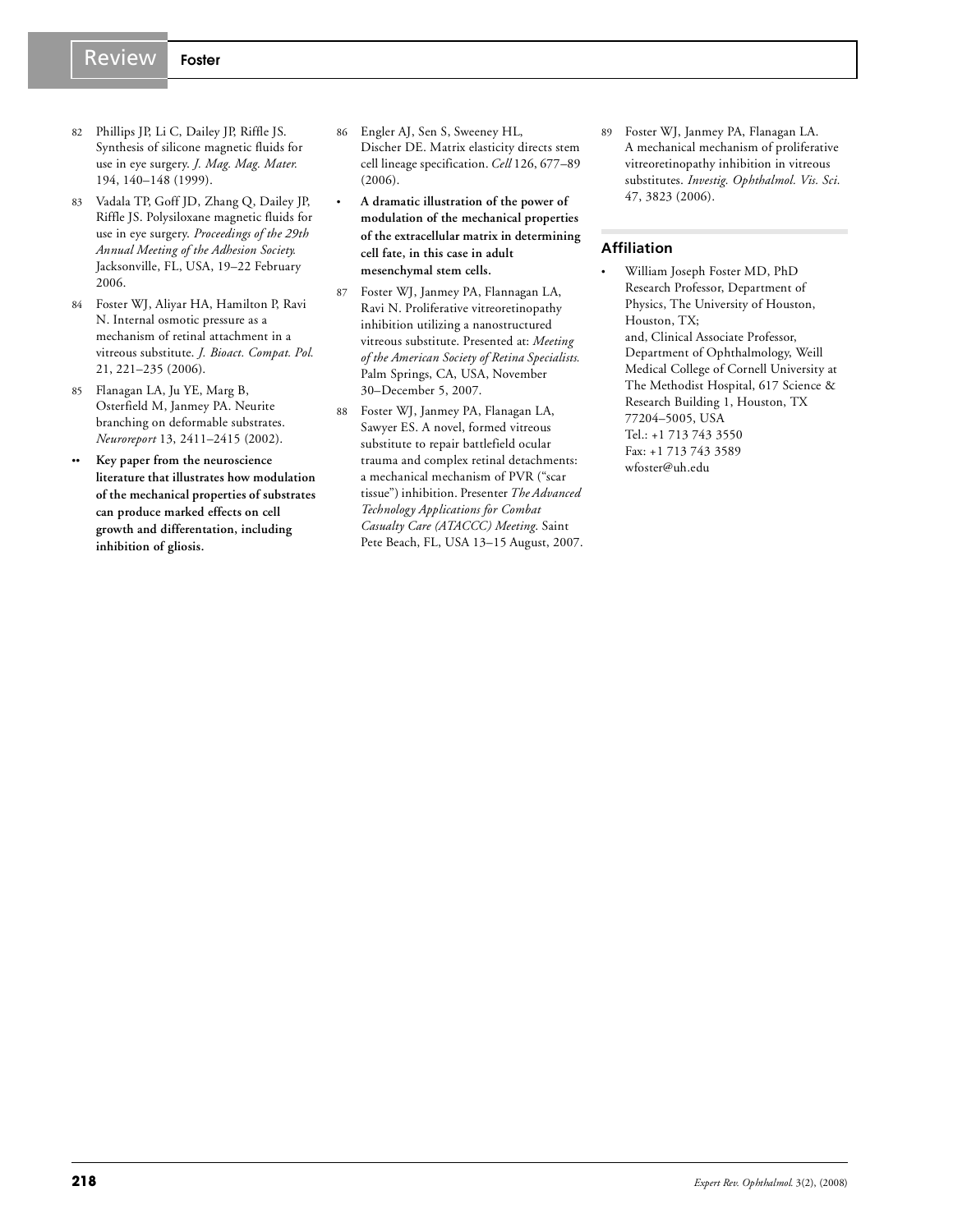82. Phillips JP, Li C, Dailey JP, Riffle JS. Synthesis of silicone magnetic fluids for use in eye surgery. *J. Mag. Mag. Mater.* 194, 140–148 (1999).
83. Vadala TP, Goff JD, Zhang Q, Dailey JP, Riffle JS. Polysiloxane magnetic fluids for use in eye surgery. *Proceedings of the 29th Annual Meeting of the Adhesion Society.* Jacksonville, FL, USA, 19–22 February 2006.
84. Foster WJ, Aliyar HA, Hamilton P, Ravi N. Internal osmotic pressure as a mechanism of retinal attachment in a vitreous substitute. *J. Bioact. Compat. Pol.* 21, 221–235 (2006).
85. Flanagan LA, Ju YE, Marg B, Osterfield M, Janmey PA. Neurite branching on deformable substrates. *Neuroreport* 13, 2411–2415 (2002).
   - •• **Key paper from the neuroscience literature that illustrates how modulation of the mechanical properties of substrates can produce marked effects on cell growth and differentation, including inhibition of gliosis.**
86. Engler AJ, Sen S, Sweeney HL, Discher DE. Matrix elasticity directs stem cell lineage specification. *Cell* 126, 677–89 (2006).
   - • **A dramatic illustration of the power of modulation of the mechanical properties of the extracellular matrix in determining cell fate, in this case in adult mesenchymal stem cells.**
87. Foster WJ, Janmey PA, Flannagan LA, Ravi N. Proliferative vitreoretinopathy inhibition utilizing a nanostructured vitreous substitute. Presented at: *Meeting of the American Society of Retina Specialists.* Palm Springs, CA, USA, November 30–December 5, 2007.
88. Foster WJ, Janmey PA, Flanagan LA, Sawyer ES. A novel, formed vitreous substitute to repair battlefield ocular trauma and complex retinal detachments: a mechanical mechanism of PVR ("scar tissue") inhibition. Presenter *The Advanced Technology Applications for Combat Casualty Care (ATACCC) Meeting.* Saint Pete Beach, FL, USA 13–15 August, 2007.
89. Foster WJ, Janmey PA, Flanagan LA. A mechanical mechanism of proliferative vitreoretinopathy inhibition in vitreous substitutes. *Investig. Ophthalmol. Vis. Sci.* 47, 3823 (2006).

## Affiliation

- William Joseph Foster MD, PhD  
  Research Professor, Department of Physics, The University of Houston, Houston, TX;  
  and, Clinical Associate Professor, Department of Ophthalmology, Weill Medical College of Cornell University at The Methodist Hospital, 617 Science & Research Building 1, Houston, TX 77204–5005, USA  
  Tel.: +1 713 743 3550  
  Fax: +1 713 743 3589  
  wfoster@uh.edu